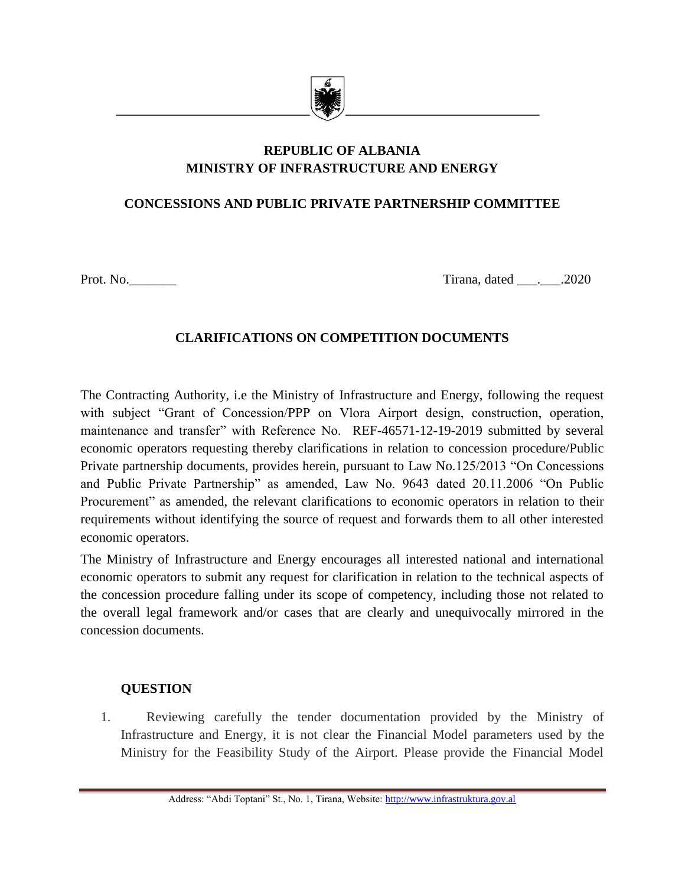**REPUBLIC OF ALBANIA**
**MINISTRY OF INFRASTRUCTURE AND ENERGY**

**CONCESSIONS AND PUBLIC PRIVATE PARTNERSHIP COMMITTEE**

Prot. No._______ Tirana, dated ___.___.2020

## CLARIFICATIONS ON COMPETITION DOCUMENTS

The Contracting Authority, i.e the Ministry of Infrastructure and Energy, following the request with subject "Grant of Concession/PPP on Vlora Airport design, construction, operation, maintenance and transfer" with Reference No. REF-46571-12-19-2019 submitted by several economic operators requesting thereby clarifications in relation to concession procedure/Public Private partnership documents, provides herein, pursuant to Law No.125/2013 "On Concessions and Public Private Partnership" as amended, Law No. 9643 dated 20.11.2006 "On Public Procurement" as amended, the relevant clarifications to economic operators in relation to their requirements without identifying the source of request and forwards them to all other interested economic operators.

The Ministry of Infrastructure and Energy encourages all interested national and international economic operators to submit any request for clarification in relation to the technical aspects of the concession procedure falling under its scope of competency, including those not related to the overall legal framework and/or cases that are clearly and unequivocally mirrored in the concession documents.

**QUESTION**

1. Reviewing carefully the tender documentation provided by the Ministry of Infrastructure and Energy, it is not clear the Financial Model parameters used by the Ministry for the Feasibility Study of the Airport. Please provide the Financial Model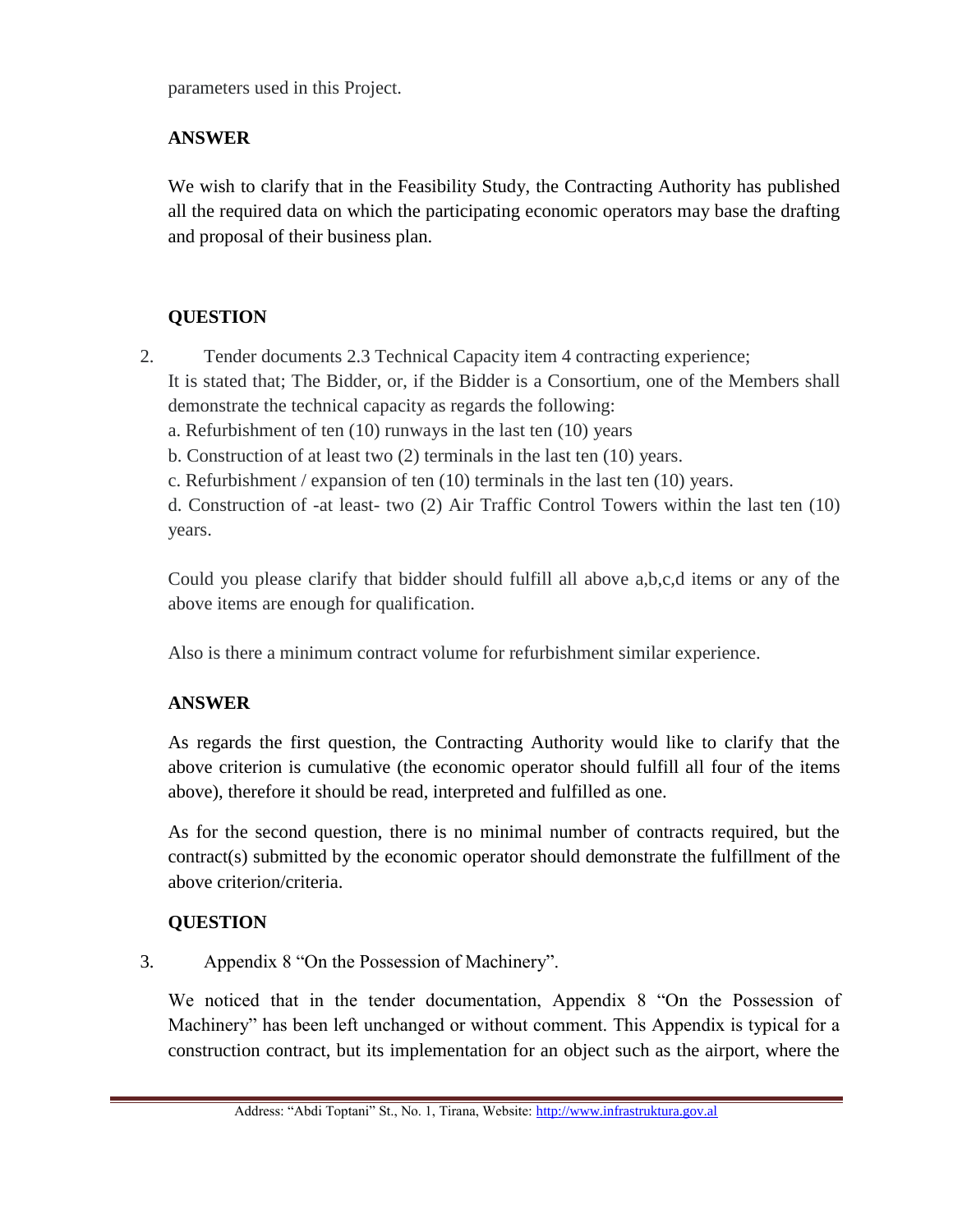parameters used in this Project.

**ANSWER**

We wish to clarify that in the Feasibility Study, the Contracting Authority has published all the required data on which the participating economic operators may base the drafting and proposal of their business plan.

**QUESTION**

2. Tender documents 2.3 Technical Capacity item 4 contracting experience;

It is stated that; The Bidder, or, if the Bidder is a Consortium, one of the Members shall demonstrate the technical capacity as regards the following:

a. Refurbishment of ten (10) runways in the last ten (10) years

b. Construction of at least two (2) terminals in the last ten (10) years.

c. Refurbishment / expansion of ten (10) terminals in the last ten (10) years.

d. Construction of -at least- two (2) Air Traffic Control Towers within the last ten (10) years.

Could you please clarify that bidder should fulfill all above a,b,c,d items or any of the above items are enough for qualification.

Also is there a minimum contract volume for refurbishment similar experience.

**ANSWER**

As regards the first question, the Contracting Authority would like to clarify that the above criterion is cumulative (the economic operator should fulfill all four of the items above), therefore it should be read, interpreted and fulfilled as one.

As for the second question, there is no minimal number of contracts required, but the contract(s) submitted by the economic operator should demonstrate the fulfillment of the above criterion/criteria.

**QUESTION**

3. Appendix 8 "On the Possession of Machinery".

We noticed that in the tender documentation, Appendix 8 "On the Possession of Machinery" has been left unchanged or without comment. This Appendix is typical for a construction contract, but its implementation for an object such as the airport, where the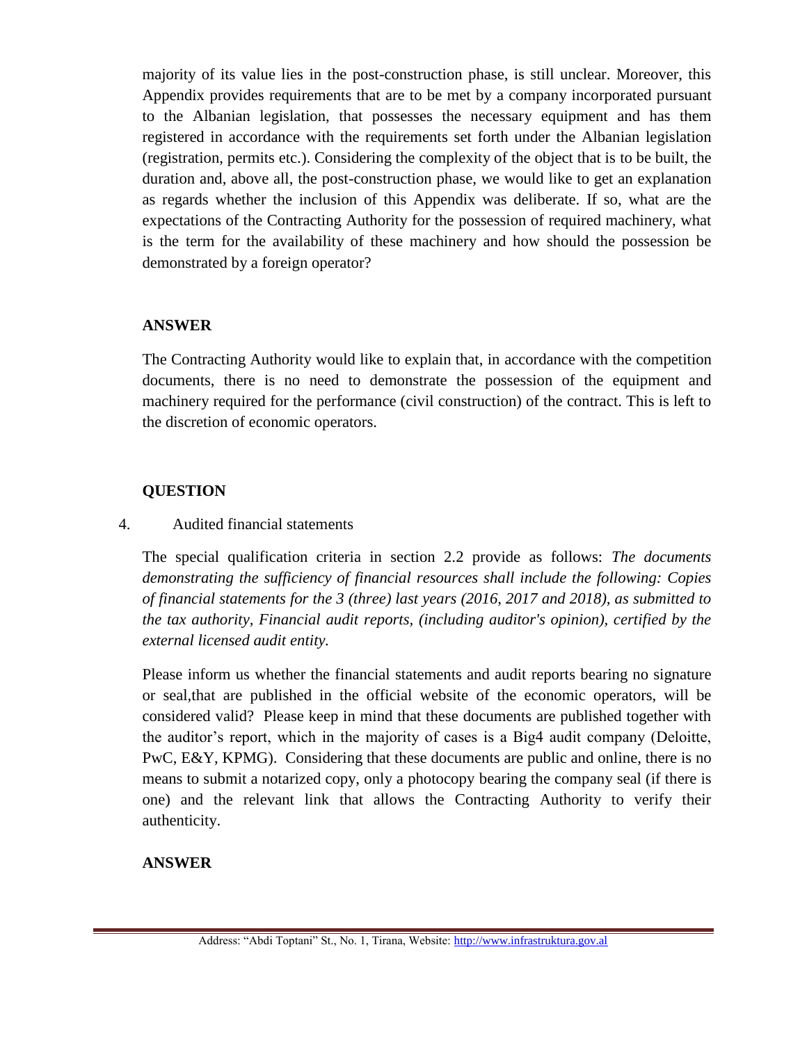majority of its value lies in the post-construction phase, is still unclear. Moreover, this Appendix provides requirements that are to be met by a company incorporated pursuant to the Albanian legislation, that possesses the necessary equipment and has them registered in accordance with the requirements set forth under the Albanian legislation (registration, permits etc.). Considering the complexity of the object that is to be built, the duration and, above all, the post-construction phase, we would like to get an explanation as regards whether the inclusion of this Appendix was deliberate. If so, what are the expectations of the Contracting Authority for the possession of required machinery, what is the term for the availability of these machinery and how should the possession be demonstrated by a foreign operator?

**ANSWER**

The Contracting Authority would like to explain that, in accordance with the competition documents, there is no need to demonstrate the possession of the equipment and machinery required for the performance (civil construction) of the contract. This is left to the discretion of economic operators.

**QUESTION**

4. Audited financial statements

The special qualification criteria in section 2.2 provide as follows: *The documents demonstrating the sufficiency of financial resources shall include the following: Copies of financial statements for the 3 (three) last years (2016, 2017 and 2018), as submitted to the tax authority, Financial audit reports, (including auditor's opinion), certified by the external licensed audit entity.*

Please inform us whether the financial statements and audit reports bearing no signature or seal,that are published in the official website of the economic operators, will be considered valid? Please keep in mind that these documents are published together with the auditor's report, which in the majority of cases is a Big4 audit company (Deloitte, PwC, E&Y, KPMG). Considering that these documents are public and online, there is no means to submit a notarized copy, only a photocopy bearing the company seal (if there is one) and the relevant link that allows the Contracting Authority to verify their authenticity.

**ANSWER**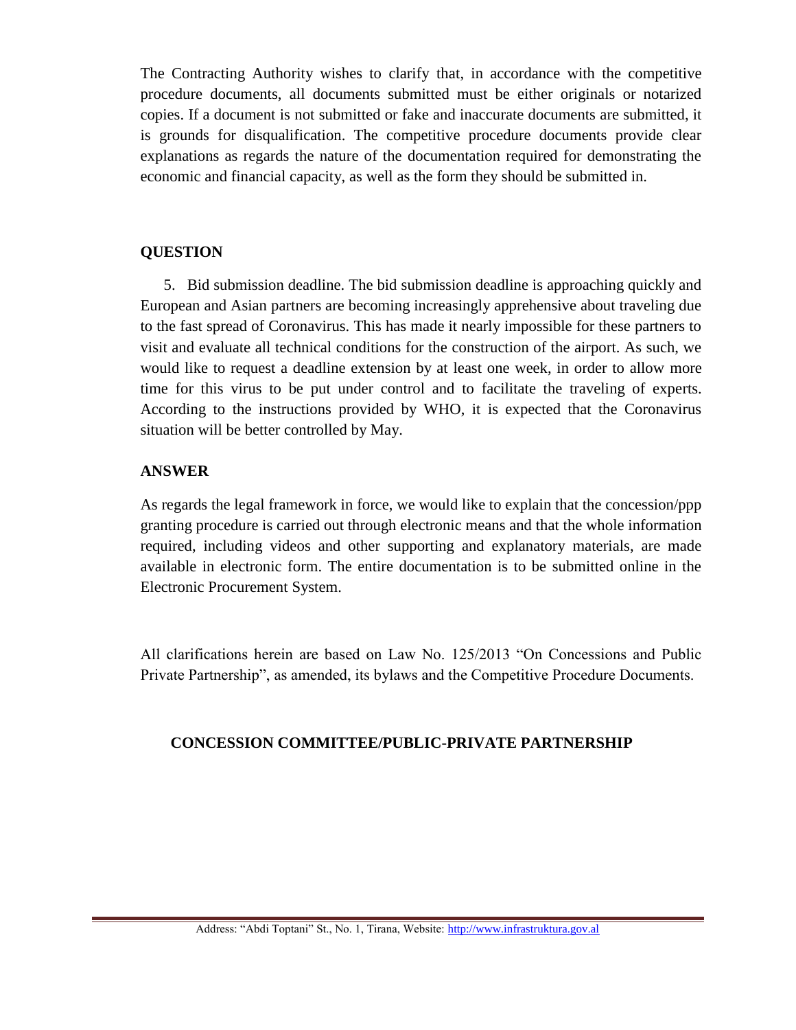The Contracting Authority wishes to clarify that, in accordance with the competitive procedure documents, all documents submitted must be either originals or notarized copies. If a document is not submitted or fake and inaccurate documents are submitted, it is grounds for disqualification. The competitive procedure documents provide clear explanations as regards the nature of the documentation required for demonstrating the economic and financial capacity, as well as the form they should be submitted in.

**QUESTION**

5. Bid submission deadline. The bid submission deadline is approaching quickly and European and Asian partners are becoming increasingly apprehensive about traveling due to the fast spread of Coronavirus. This has made it nearly impossible for these partners to visit and evaluate all technical conditions for the construction of the airport. As such, we would like to request a deadline extension by at least one week, in order to allow more time for this virus to be put under control and to facilitate the traveling of experts. According to the instructions provided by WHO, it is expected that the Coronavirus situation will be better controlled by May.

**ANSWER**

As regards the legal framework in force, we would like to explain that the concession/ppp granting procedure is carried out through electronic means and that the whole information required, including videos and other supporting and explanatory materials, are made available in electronic form. The entire documentation is to be submitted online in the Electronic Procurement System.

All clarifications herein are based on Law No. 125/2013 "On Concessions and Public Private Partnership", as amended, its bylaws and the Competitive Procedure Documents.

**CONCESSION COMMITTEE/PUBLIC-PRIVATE PARTNERSHIP**